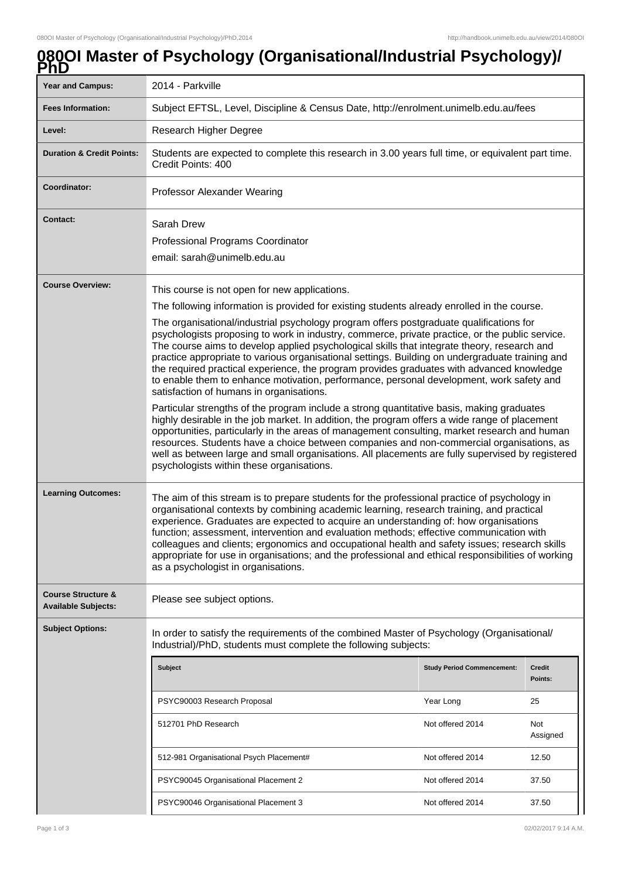# 080OI Master of Psychology (Organisational/Industrial Psychology)/PhD

| | |
|---|---|
| **Year and Campus:** | 2014 - Parkville |
| **Fees Information:** | Subject EFTSL, Level, Discipline & Census Date, http://enrolment.unimelb.edu.au/fees |
| **Level:** | Research Higher Degree |
| **Duration & Credit Points:** | Students are expected to complete this research in 3.00 years full time, or equivalent part time. Credit Points: 400 |
| **Coordinator:** | Professor Alexander Wearing |
| **Contact:** | Sarah Drew<br>Professional Programs Coordinator<br>email: sarah@unimelb.edu.au |
| **Course Overview:** | This course is not open for new applications.<br>The following information is provided for existing students already enrolled in the course.<br>The organisational/industrial psychology program offers postgraduate qualifications for psychologists proposing to work in industry, commerce, private practice, or the public service. The course aims to develop applied psychological skills that integrate theory, research and practice appropriate to various organisational settings. Building on undergraduate training and the required practical experience, the program provides graduates with advanced knowledge to enable them to enhance motivation, performance, personal development, work safety and satisfaction of humans in organisations.<br>Particular strengths of the program include a strong quantitative basis, making graduates highly desirable in the job market. In addition, the program offers a wide range of placement opportunities, particularly in the areas of management consulting, market research and human resources. Students have a choice between companies and non-commercial organisations, as well as between large and small organisations. All placements are fully supervised by registered psychologists within these organisations. |
| **Learning Outcomes:** | The aim of this stream is to prepare students for the professional practice of psychology in organisational contexts by combining academic learning, research training, and practical experience. Graduates are expected to acquire an understanding of: how organisations function; assessment, intervention and evaluation methods; effective communication with colleagues and clients; ergonomics and occupational health and safety issues; research skills appropriate for use in organisations; and the professional and ethical responsibilities of working as a psychologist in organisations. |
| **Course Structure & Available Subjects:** | Please see subject options. |
| **Subject Options:** | In order to satisfy the requirements of the combined Master of Psychology (Organisational/ Industrial)/PhD, students must complete the following subjects: |

| Subject | Study Period Commencement: | Credit Points: |
|---|---|---|
| PSYC90003 Research Proposal | Year Long | 25 |
| 512701 PhD Research | Not offered 2014 | Not Assigned |
| 512-981 Organisational Psych Placement# | Not offered 2014 | 12.50 |
| PSYC90045 Organisational Placement 2 | Not offered 2014 | 37.50 |
| PSYC90046 Organisational Placement 3 | Not offered 2014 | 37.50 |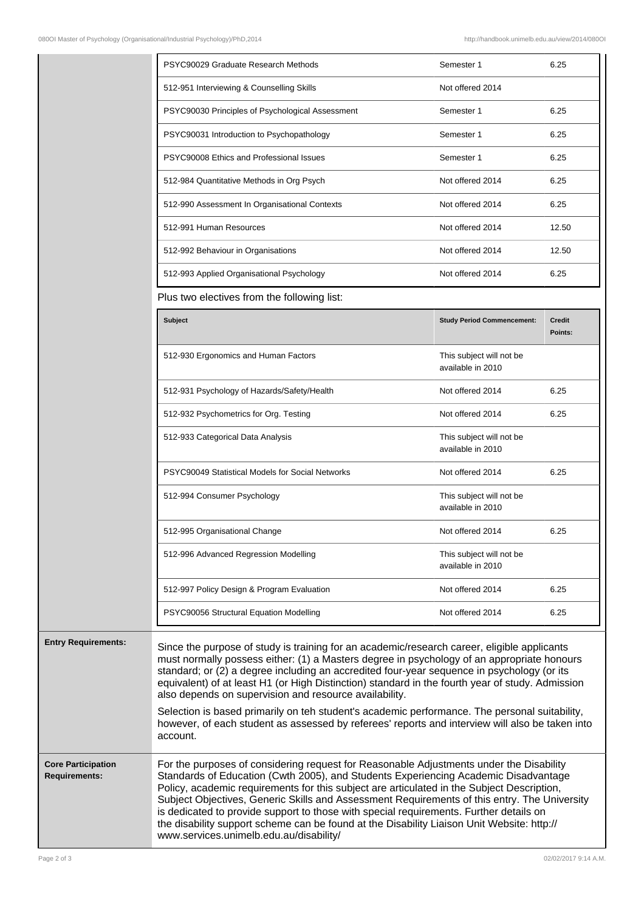| | | |
|---|---|---|
| PSYC90029 Graduate Research Methods | Semester 1 | 6.25 |
| 512-951 Interviewing & Counselling Skills | Not offered 2014 | |
| PSYC90030 Principles of Psychological Assessment | Semester 1 | 6.25 |
| PSYC90031 Introduction to Psychopathology | Semester 1 | 6.25 |
| PSYC90008 Ethics and Professional Issues | Semester 1 | 6.25 |
| 512-984 Quantitative Methods in Org Psych | Not offered 2014 | 6.25 |
| 512-990 Assessment In Organisational Contexts | Not offered 2014 | 6.25 |
| 512-991 Human Resources | Not offered 2014 | 12.50 |
| 512-992 Behaviour in Organisations | Not offered 2014 | 12.50 |
| 512-993 Applied Organisational Psychology | Not offered 2014 | 6.25 |

Plus two electives from the following list:

| Subject | Study Period Commencement: | Credit Points: |
|---|---|---|
| 512-930 Ergonomics and Human Factors | This subject will not be available in 2010 | |
| 512-931 Psychology of Hazards/Safety/Health | Not offered 2014 | 6.25 |
| 512-932 Psychometrics for Org. Testing | Not offered 2014 | 6.25 |
| 512-933 Categorical Data Analysis | This subject will not be available in 2010 | |
| PSYC90049 Statistical Models for Social Networks | Not offered 2014 | 6.25 |
| 512-994 Consumer Psychology | This subject will not be available in 2010 | |
| 512-995 Organisational Change | Not offered 2014 | 6.25 |
| 512-996 Advanced Regression Modelling | This subject will not be available in 2010 | |
| 512-997 Policy Design & Program Evaluation | Not offered 2014 | 6.25 |
| PSYC90056 Structural Equation Modelling | Not offered 2014 | 6.25 |

**Entry Requirements:**

Since the purpose of study is training for an academic/research career, eligible applicants must normally possess either: (1) a Masters degree in psychology of an appropriate honours standard; or (2) a degree including an accredited four-year sequence in psychology (or its equivalent) of at least H1 (or High Distinction) standard in the fourth year of study. Admission also depends on supervision and resource availability.

Selection is based primarily on teh student's academic performance. The personal suitability, however, of each student as assessed by referees' reports and interview will also be taken into account.

**Core Participation Requirements:**

For the purposes of considering request for Reasonable Adjustments under the Disability Standards of Education (Cwth 2005), and Students Experiencing Academic Disadvantage Policy, academic requirements for this subject are articulated in the Subject Description, Subject Objectives, Generic Skills and Assessment Requirements of this entry. The University is dedicated to provide support to those with special requirements. Further details on the disability support scheme can be found at the Disability Liaison Unit Website: http://www.services.unimelb.edu.au/disability/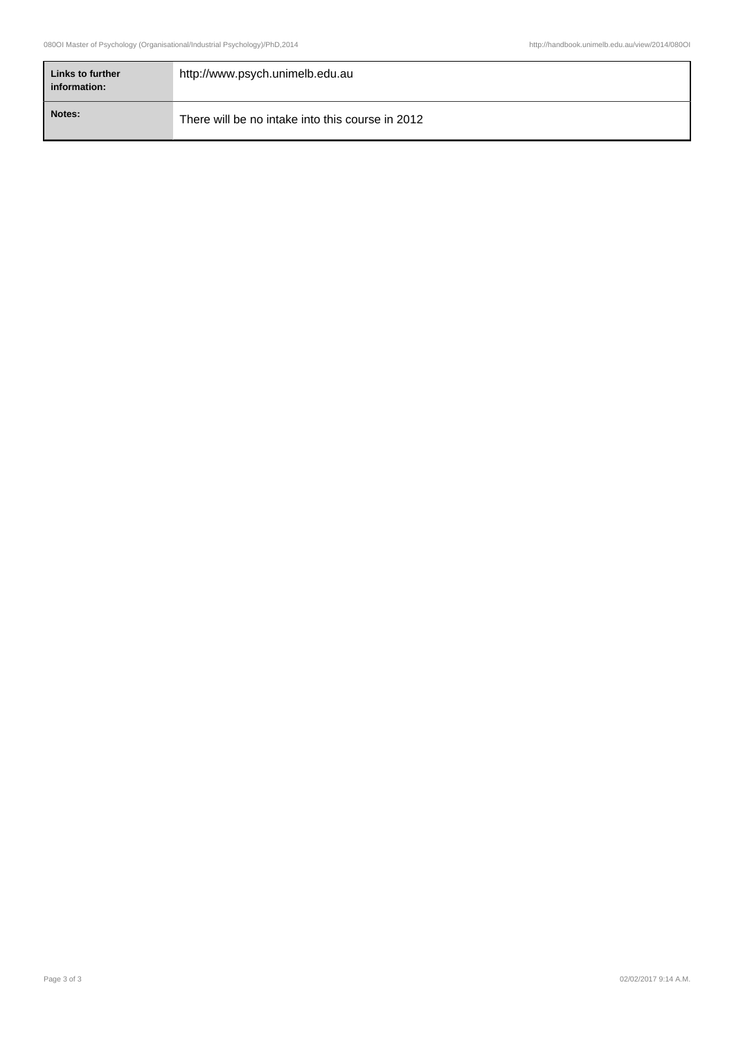| | |
|---|---|
| **Links to further information:** | http://www.psych.unimelb.edu.au |
| **Notes:** | There will be no intake into this course in 2012 |